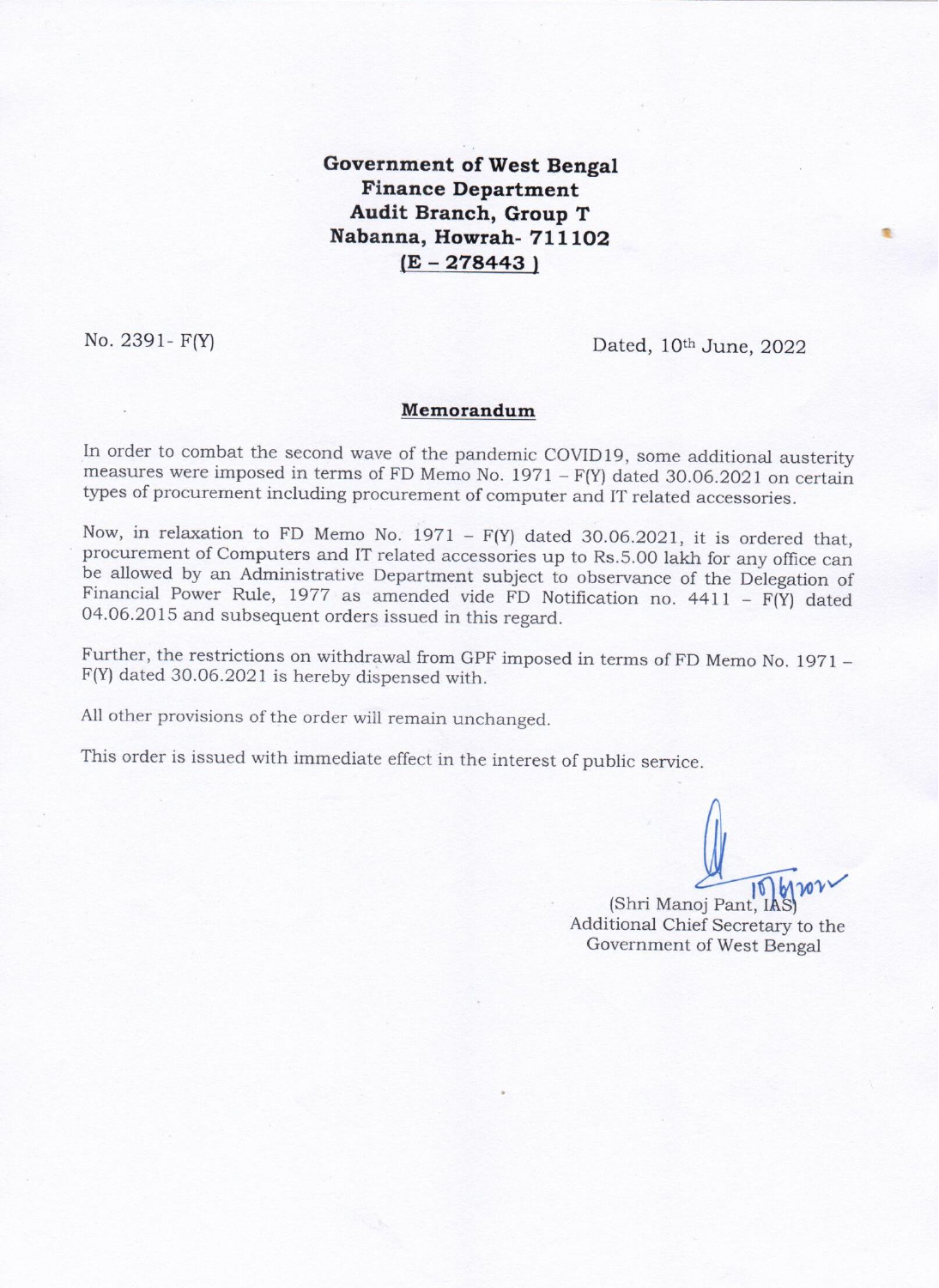**Government of West Bengal**
**Finance Department**
**Audit Branch, Group T**
**Nabanna, Howrah- 711102**
**(E – 278443)**

No. 2391- F(Y) Dated, 10th June, 2022

## Memorandum

In order to combat the second wave of the pandemic COVID19, some additional austerity measures were imposed in terms of FD Memo No. 1971 – F(Y) dated 30.06.2021 on certain types of procurement including procurement of computer and IT related accessories.

Now, in relaxation to FD Memo No. 1971 – F(Y) dated 30.06.2021, it is ordered that, procurement of Computers and IT related accessories up to Rs.5.00 lakh for any office can be allowed by an Administrative Department subject to observance of the Delegation of Financial Power Rule, 1977 as amended vide FD Notification no. 4411 – F(Y) dated 04.06.2015 and subsequent orders issued in this regard.

Further, the restrictions on withdrawal from GPF imposed in terms of FD Memo No. 1971 – F(Y) dated 30.06.2021 is hereby dispensed with.

All other provisions of the order will remain unchanged.

This order is issued with immediate effect in the interest of public service.

10/6/2022

(Shri Manoj Pant, IAS)
Additional Chief Secretary to the
Government of West Bengal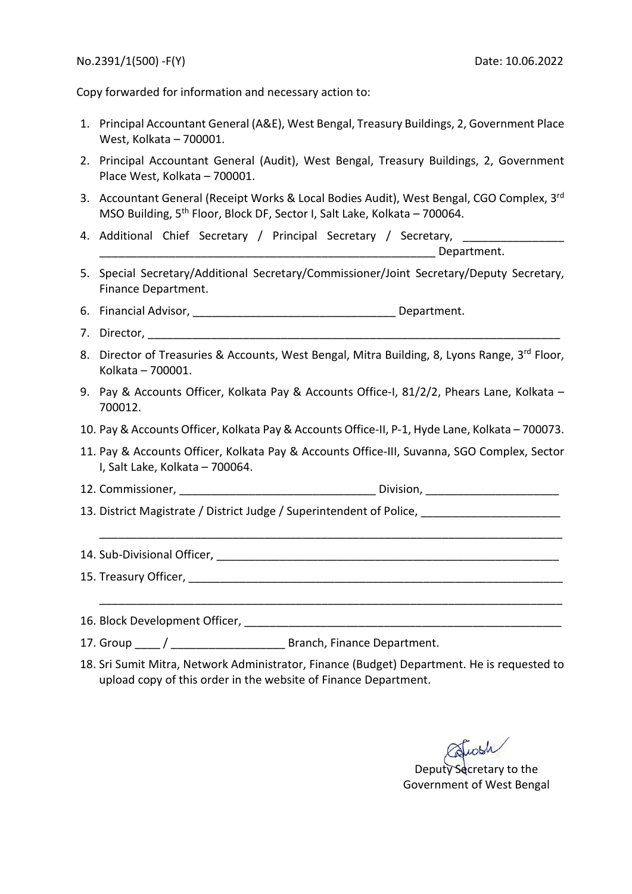No.2391/1(500) -F(Y) Date: 10.06.2022

Copy forwarded for information and necessary action to:

1. Principal Accountant General (A&E), West Bengal, Treasury Buildings, 2, Government Place West, Kolkata – 700001.
2. Principal Accountant General (Audit), West Bengal, Treasury Buildings, 2, Government Place West, Kolkata – 700001.
3. Accountant General (Receipt Works & Local Bodies Audit), West Bengal, CGO Complex, 3rd MSO Building, 5th Floor, Block DF, Sector I, Salt Lake, Kolkata – 700064.
4. Additional Chief Secretary / Principal Secretary / Secretary, ________________ ______________________________________________________ Department.
5. Special Secretary/Additional Secretary/Commissioner/Joint Secretary/Deputy Secretary, Finance Department.
6. Financial Advisor, ________________________________ Department.
7. Director, ____________________________________________________________________
8. Director of Treasuries & Accounts, West Bengal, Mitra Building, 8, Lyons Range, 3rd Floor, Kolkata – 700001.
9. Pay & Accounts Officer, Kolkata Pay & Accounts Office-I, 81/2/2, Phears Lane, Kolkata – 700012.
10. Pay & Accounts Officer, Kolkata Pay & Accounts Office-II, P-1, Hyde Lane, Kolkata – 700073.
11. Pay & Accounts Officer, Kolkata Pay & Accounts Office-III, Suvanna, SGO Complex, Sector I, Salt Lake, Kolkata – 700064.
12. Commissioner, _______________________________ Division, _____________________
13. District Magistrate / District Judge / Superintendent of Police, ______________________ ___________________________________________________________________________
14. Sub-Divisional Officer, ________________________________________________________
15. Treasury Officer, ______________________________________________________________ ___________________________________________________________________________
16. Block Development Officer, ____________________________________________________
17. Group ____ / __________________ Branch, Finance Department.
18. Sri Sumit Mitra, Network Administrator, Finance (Budget) Department. He is requested to upload copy of this order in the website of Finance Department.

Deputy Secretary to the
Government of West Bengal